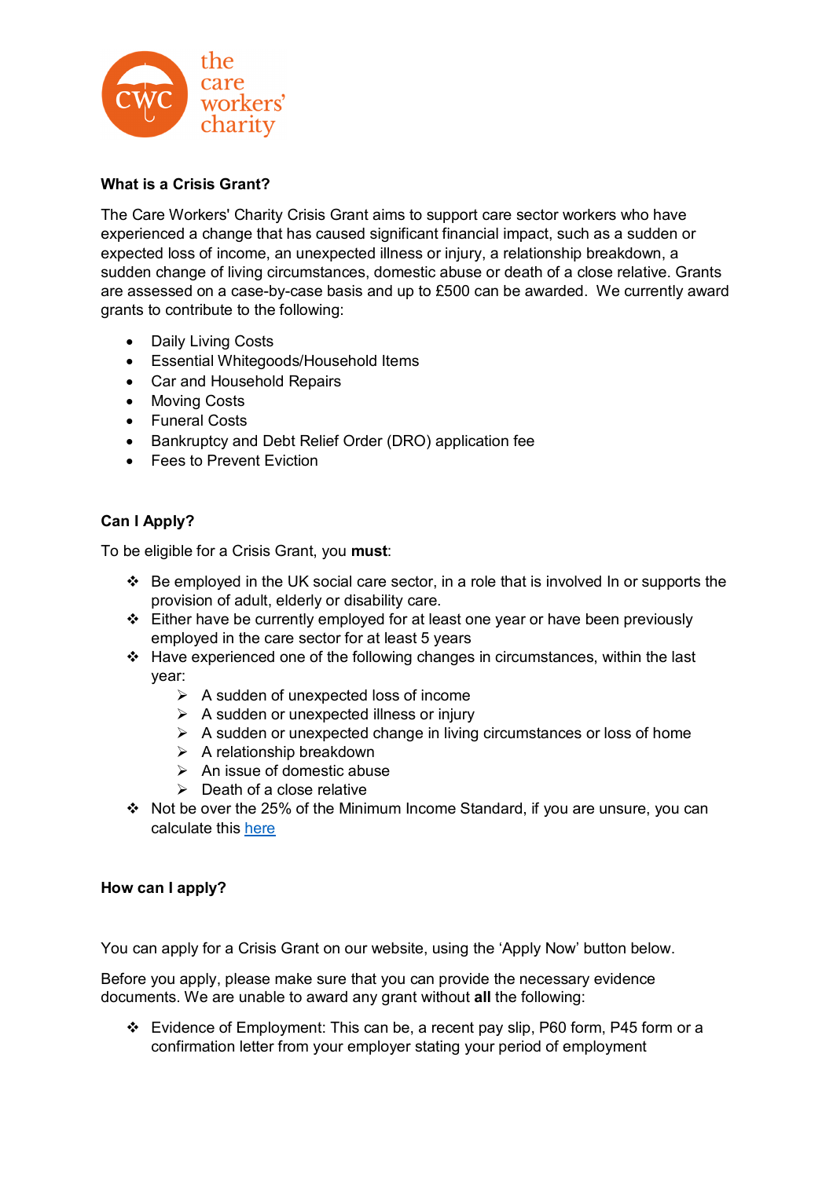### What is a Crisis Grant?

The Care Workers' Charity Crisis Grant aims to support care sector workers who have experienced a change that has caused significant financial impact, such as a sudden or expected loss of income, an unexpected illness or injury, a relationship breakdown, a sudden change of living circumstances, domestic abuse or death of a close relative. Grants are assessed on a case-by-case basis and up to £500 can be awarded. We currently award grants to contribute to the following:

- Daily Living Costs
- Essential Whitegoods/Household Items
- Car and Household Repairs
- Moving Costs
- Funeral Costs
- Bankruptcy and Debt Relief Order (DRO) application fee
- Fees to Prevent Eviction

### Can I Apply?

To be eligible for a Crisis Grant, you **must**:

- Be employed in the UK social care sector, in a role that is involved In or supports the provision of adult, elderly or disability care.
- Either have be currently employed for at least one year or have been previously employed in the care sector for at least 5 years
- Have experienced one of the following changes in circumstances, within the last year:
  - A sudden of unexpected loss of income
  - A sudden or unexpected illness or injury
  - A sudden or unexpected change in living circumstances or loss of home
  - A relationship breakdown
  - An issue of domestic abuse
  - Death of a close relative
- Not be over the 25% of the Minimum Income Standard, if you are unsure, you can calculate this here

### How can I apply?

You can apply for a Crisis Grant on our website, using the 'Apply Now' button below.

Before you apply, please make sure that you can provide the necessary evidence documents. We are unable to award any grant without **all** the following:

- Evidence of Employment: This can be, a recent pay slip, P60 form, P45 form or a confirmation letter from your employer stating your period of employment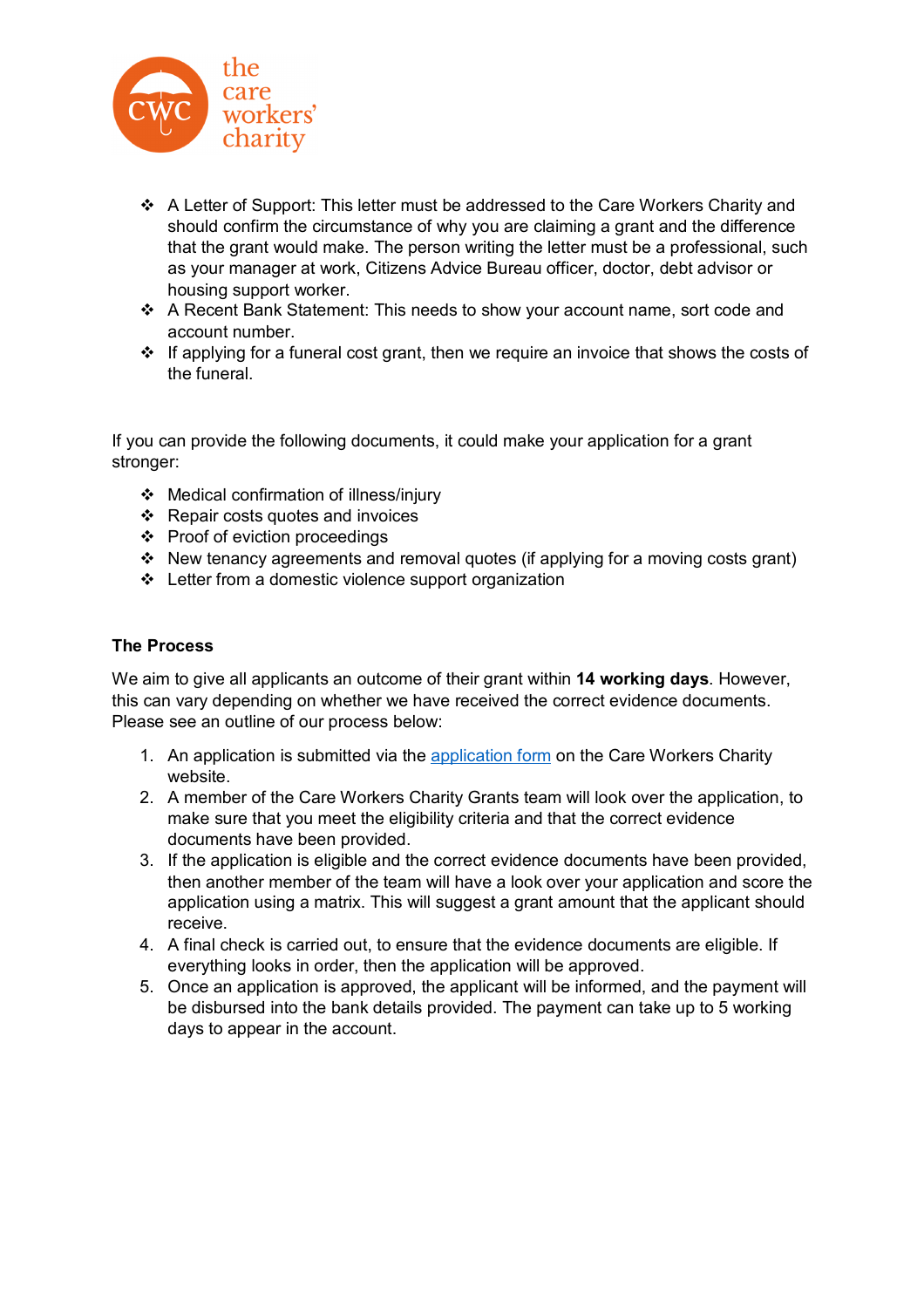- A Letter of Support: This letter must be addressed to the Care Workers Charity and should confirm the circumstance of why you are claiming a grant and the difference that the grant would make. The person writing the letter must be a professional, such as your manager at work, Citizens Advice Bureau officer, doctor, debt advisor or housing support worker.
- A Recent Bank Statement: This needs to show your account name, sort code and account number.
- If applying for a funeral cost grant, then we require an invoice that shows the costs of the funeral.

If you can provide the following documents, it could make your application for a grant stronger:

- Medical confirmation of illness/injury
- Repair costs quotes and invoices
- Proof of eviction proceedings
- New tenancy agreements and removal quotes (if applying for a moving costs grant)
- Letter from a domestic violence support organization

**The Process**

We aim to give all applicants an outcome of their grant within **14 working days**. However, this can vary depending on whether we have received the correct evidence documents. Please see an outline of our process below:

1. An application is submitted via the application form on the Care Workers Charity website.
2. A member of the Care Workers Charity Grants team will look over the application, to make sure that you meet the eligibility criteria and that the correct evidence documents have been provided.
3. If the application is eligible and the correct evidence documents have been provided, then another member of the team will have a look over your application and score the application using a matrix. This will suggest a grant amount that the applicant should receive.
4. A final check is carried out, to ensure that the evidence documents are eligible. If everything looks in order, then the application will be approved.
5. Once an application is approved, the applicant will be informed, and the payment will be disbursed into the bank details provided. The payment can take up to 5 working days to appear in the account.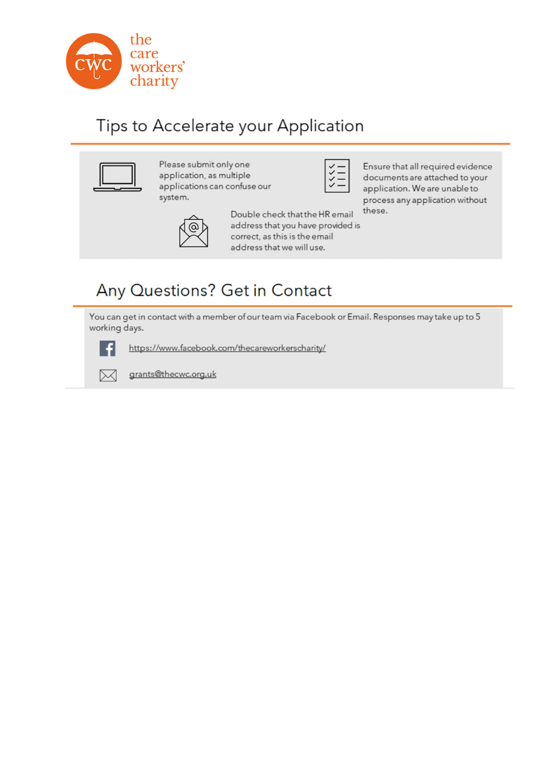the care workers' charity

## Tips to Accelerate your Application

Please submit only one application, as multiple applications can confuse our system.

Ensure that all required evidence documents are attached to your application. We are unable to process any application without these.

Double check that the HR email address that you have provided is correct, as this is the email address that we will use.

## Any Questions? Get in Contact

You can get in contact with a member of our team via Facebook or Email. Responses may take up to 5 working days.

https://www.facebook.com/thecareworkerscharity/

grants@thecwc.org.uk